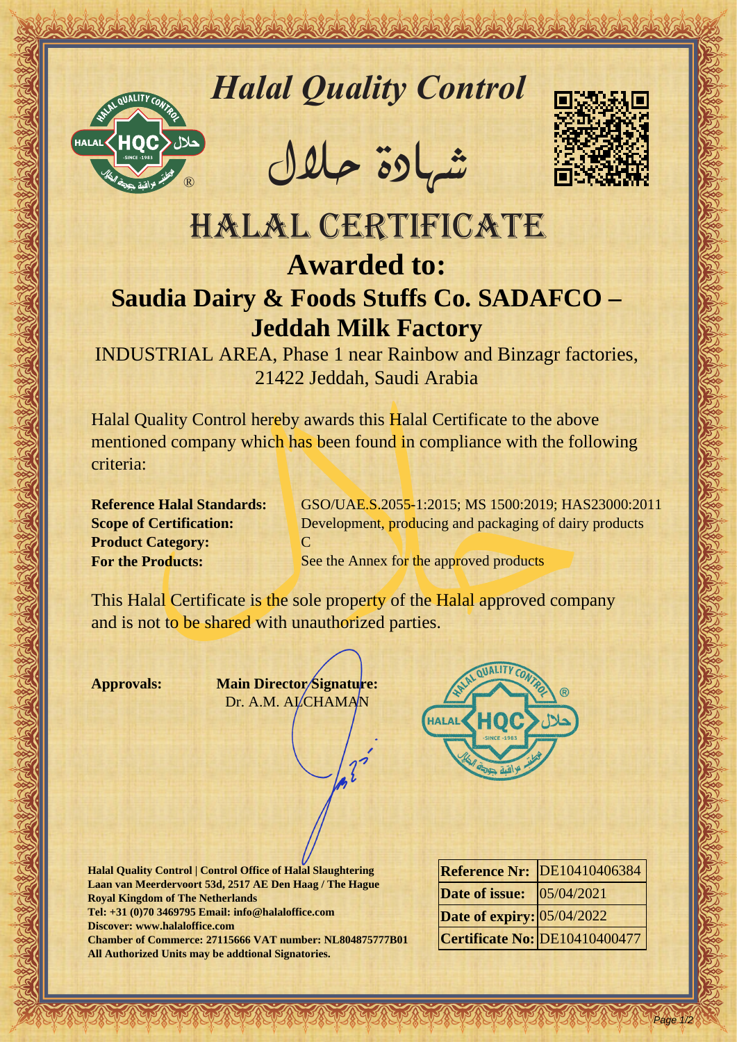# Halal Quality Control

شهادة حلال

# HALAL CERTIFICATE

## Awarded to:

## Saudia Dairy & Foods Stuffs Co. SADAFCO – Jeddah Milk Factory

INDUSTRIAL AREA, Phase 1 near Rainbow and Binzagr factories, 21422 Jeddah, Saudi Arabia

Halal Quality Control hereby awards this Halal Certificate to the above mentioned company which has been found in compliance with the following criteria:

**Reference Halal Standards:** GSO/UAE.S.2055-1:2015; MS 1500:2019; HAS23000:2011
**Scope of Certification:** Development, producing and packaging of dairy products
**Product Category:** C
**For the Products:** See the Annex for the approved products

This Halal Certificate is the sole property of the Halal approved company and is not to be shared with unauthorized parties.

**Approvals:**

**Main Director Signature:**
Dr. A.M. ALCHAMAN

**Halal Quality Control | Control Office of Halal Slaughtering**
**Laan van Meerdervoort 53d, 2517 AE Den Haag / The Hague**
**Royal Kingdom of The Netherlands**
**Tel: +31 (0)70 3469795 Email: info@halaloffice.com**
**Discover: www.halaloffice.com**
**Chamber of Commerce: 27115666 VAT number: NL804875777B01**
**All Authorized Units may be addtional Signatories.**

| | |
|---|---|
| **Reference Nr:** | DE10410406384 |
| **Date of issue:** | 05/04/2021 |
| **Date of expiry:** | 05/04/2022 |
| **Certificate No:** | DE10410400477 |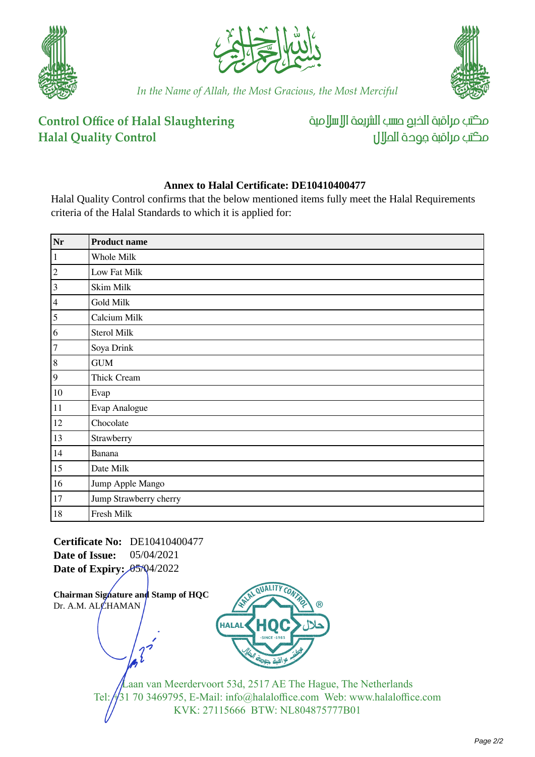In the Name of Allah, the Most Gracious, the Most Merciful

**Control Office of Halal Slaughtering**
**Halal Quality Control**

مكتب مراقبة الذبح حسب الشريعة الإسلامية
مكتب مراقبة جودة الحلال

### Annex to Halal Certificate: DE10410400477

Halal Quality Control confirms that the below mentioned items fully meet the Halal Requirements criteria of the Halal Standards to which it is applied for:

| Nr | Product name |
|---|---|
| 1 | Whole Milk |
| 2 | Low Fat Milk |
| 3 | Skim Milk |
| 4 | Gold Milk |
| 5 | Calcium Milk |
| 6 | Sterol Milk |
| 7 | Soya Drink |
| 8 | GUM |
| 9 | Thick Cream |
| 10 | Evap |
| 11 | Evap Analogue |
| 12 | Chocolate |
| 13 | Strawberry |
| 14 | Banana |
| 15 | Date Milk |
| 16 | Jump Apple Mango |
| 17 | Jump Strawberry cherry |
| 18 | Fresh Milk |

**Certificate No:** DE10410400477
**Date of Issue:** 05/04/2021
**Date of Expiry:** 05/04/2022

**Chairman Signature and Stamp of HQC**
Dr. A.M. ALCHAMAN

HALAL QUALITY CONTROL ®
HALAL HQC حلال
-SINCE -1983
مكتب مراقبة جودة الحلال

Laan van Meerdervoort 53d, 2517 AE The Hague, The Netherlands
Tel: +31 70 3469795, E-Mail: info@halaloffice.com Web: www.halaloffice.com
KVK: 27115666 BTW: NL804875777B01